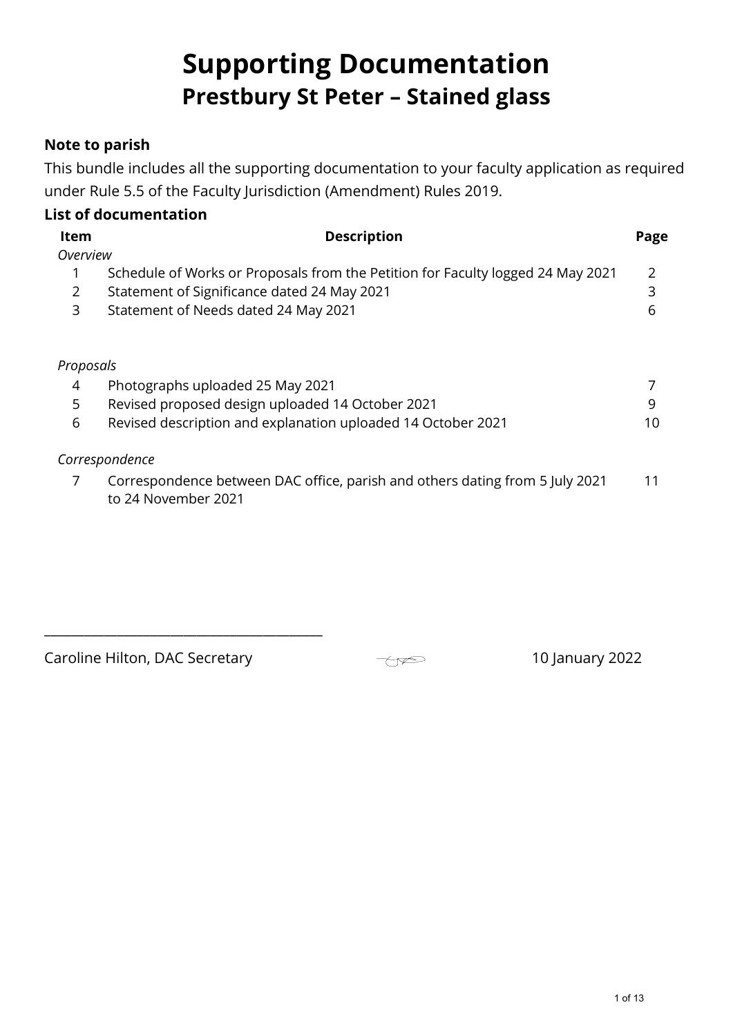# Supporting Documentation

## Prestbury St Peter – Stained glass

### Note to parish

This bundle includes all the supporting documentation to your faculty application as required under Rule 5.5 of the Faculty Jurisdiction (Amendment) Rules 2019.

### List of documentation

| Item | Description | Page |
|---|---|---|
| *Overview* | | |
| 1 | Schedule of Works or Proposals from the Petition for Faculty logged 24 May 2021 | 2 |
| 2 | Statement of Significance dated 24 May 2021 | 3 |
| 3 | Statement of Needs dated 24 May 2021 | 6 |
| *Proposals* | | |
| 4 | Photographs uploaded 25 May 2021 | 7 |
| 5 | Revised proposed design uploaded 14 October 2021 | 9 |
| 6 | Revised description and explanation uploaded 14 October 2021 | 10 |
| *Correspondence* | | |
| 7 | Correspondence between DAC office, parish and others dating from 5 July 2021 to 24 November 2021 | 11 |

___________________________________________

Caroline Hilton, DAC Secretary 10 January 2022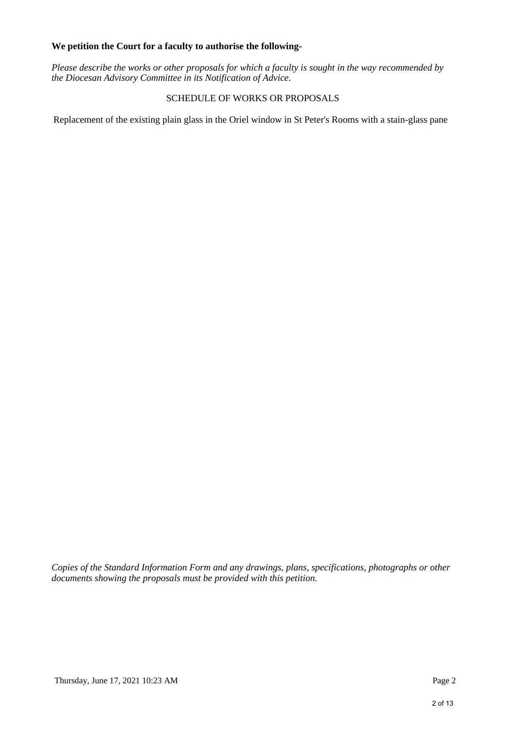**We petition the Court for a faculty to authorise the following-**

*Please describe the works or other proposals for which a faculty is sought in the way recommended by the Diocesan Advisory Committee in its Notification of Advice.*

SCHEDULE OF WORKS OR PROPOSALS

Replacement of the existing plain glass in the Oriel window in St Peter's Rooms with a stain-glass pane

*Copies of the Standard Information Form and any drawings, plans, specifications, photographs or other documents showing the proposals must be provided with this petition.*

Thursday, June 17, 2021 10:23 AM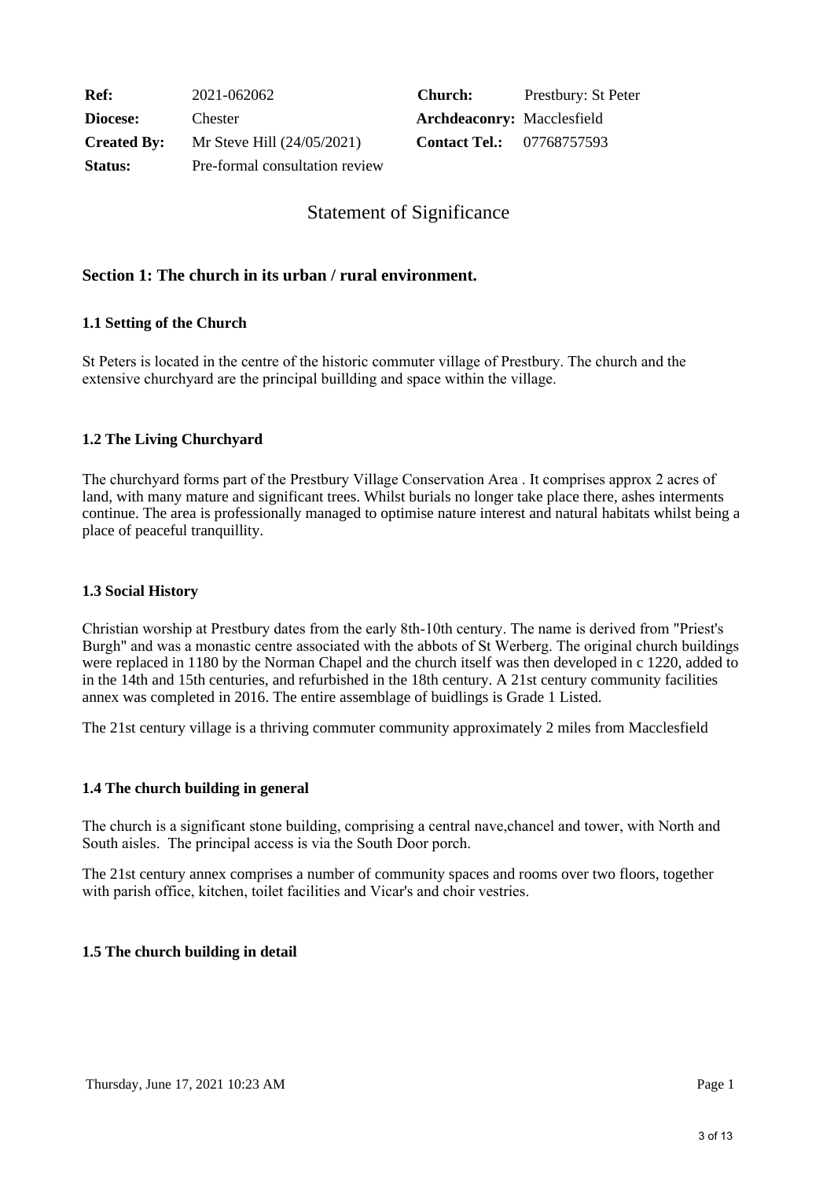| **Ref:** | 2021-062062 | **Church:** | Prestbury: St Peter |
|---|---|---|---|
| **Diocese:** | Chester | **Archdeaconry:** | Macclesfield |
| **Created By:** | Mr Steve Hill (24/05/2021) | **Contact Tel.:** | 07768757593 |
| **Status:** | Pre-formal consultation review | | |

# Statement of Significance

## Section 1: The church in its urban / rural environment.

### 1.1 Setting of the Church

St Peters is located in the centre of the historic commuter village of Prestbury. The church and the extensive churchyard are the principal buillding and space within the village.

### 1.2 The Living Churchyard

The churchyard forms part of the Prestbury Village Conservation Area . It comprises approx 2 acres of land, with many mature and significant trees. Whilst burials no longer take place there, ashes interments continue. The area is professionally managed to optimise nature interest and natural habitats whilst being a place of peaceful tranquillity.

### 1.3 Social History

Christian worship at Prestbury dates from the early 8th-10th century. The name is derived from "Priest's Burgh" and was a monastic centre associated with the abbots of St Werberg. The original church buildings were replaced in 1180 by the Norman Chapel and the church itself was then developed in c 1220, added to in the 14th and 15th centuries, and refurbished in the 18th century. A 21st century community facilities annex was completed in 2016. The entire assemblage of buidlings is Grade 1 Listed.

The 21st century village is a thriving commuter community approximately 2 miles from Macclesfield

### 1.4 The church building in general

The church is a significant stone building, comprising a central nave,chancel and tower, with North and South aisles. The principal access is via the South Door porch.

The 21st century annex comprises a number of community spaces and rooms over two floors, together with parish office, kitchen, toilet facilities and Vicar's and choir vestries.

### 1.5 The church building in detail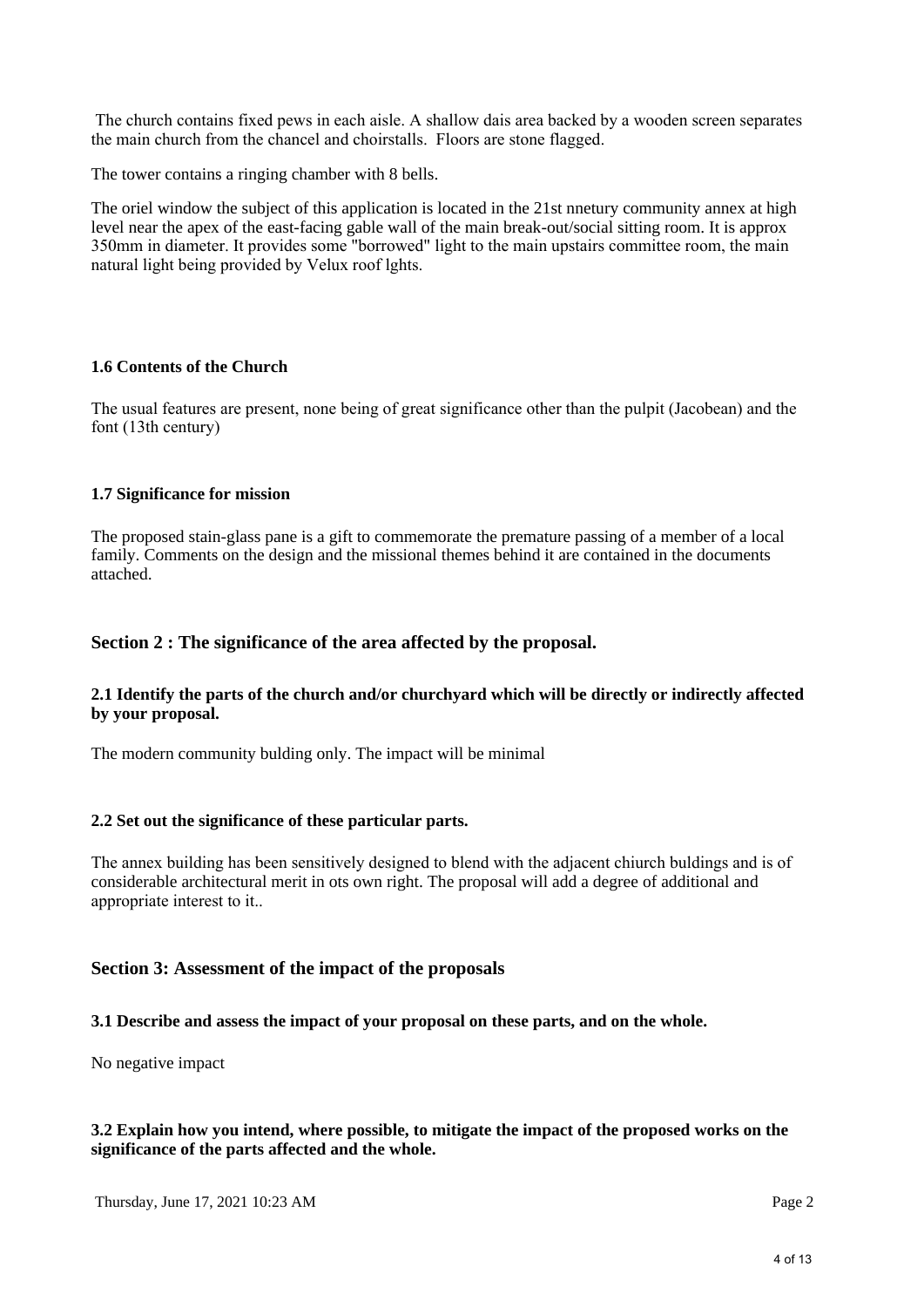The church contains fixed pews in each aisle. A shallow dais area backed by a wooden screen separates the main church from the chancel and choirstalls. Floors are stone flagged.

The tower contains a ringing chamber with 8 bells.

The oriel window the subject of this application is located in the 21st nnetury community annex at high level near the apex of the east-facing gable wall of the main break-out/social sitting room. It is approx 350mm in diameter. It provides some "borrowed" light to the main upstairs committee room, the main natural light being provided by Velux roof lghts.

**1.6 Contents of the Church**

The usual features are present, none being of great significance other than the pulpit (Jacobean) and the font (13th century)

**1.7 Significance for mission**

The proposed stain-glass pane is a gift to commemorate the premature passing of a member of a local family. Comments on the design and the missional themes behind it are contained in the documents attached.

## Section 2 : The significance of the area affected by the proposal.

**2.1 Identify the parts of the church and/or churchyard which will be directly or indirectly affected by your proposal.**

The modern community bulding only. The impact will be minimal

**2.2 Set out the significance of these particular parts.**

The annex building has been sensitively designed to blend with the adjacent chiurch buldings and is of considerable architectural merit in ots own right. The proposal will add a degree of additional and appropriate interest to it..

## Section 3: Assessment of the impact of the proposals

**3.1 Describe and assess the impact of your proposal on these parts, and on the whole.**

No negative impact

**3.2 Explain how you intend, where possible, to mitigate the impact of the proposed works on the significance of the parts affected and the whole.**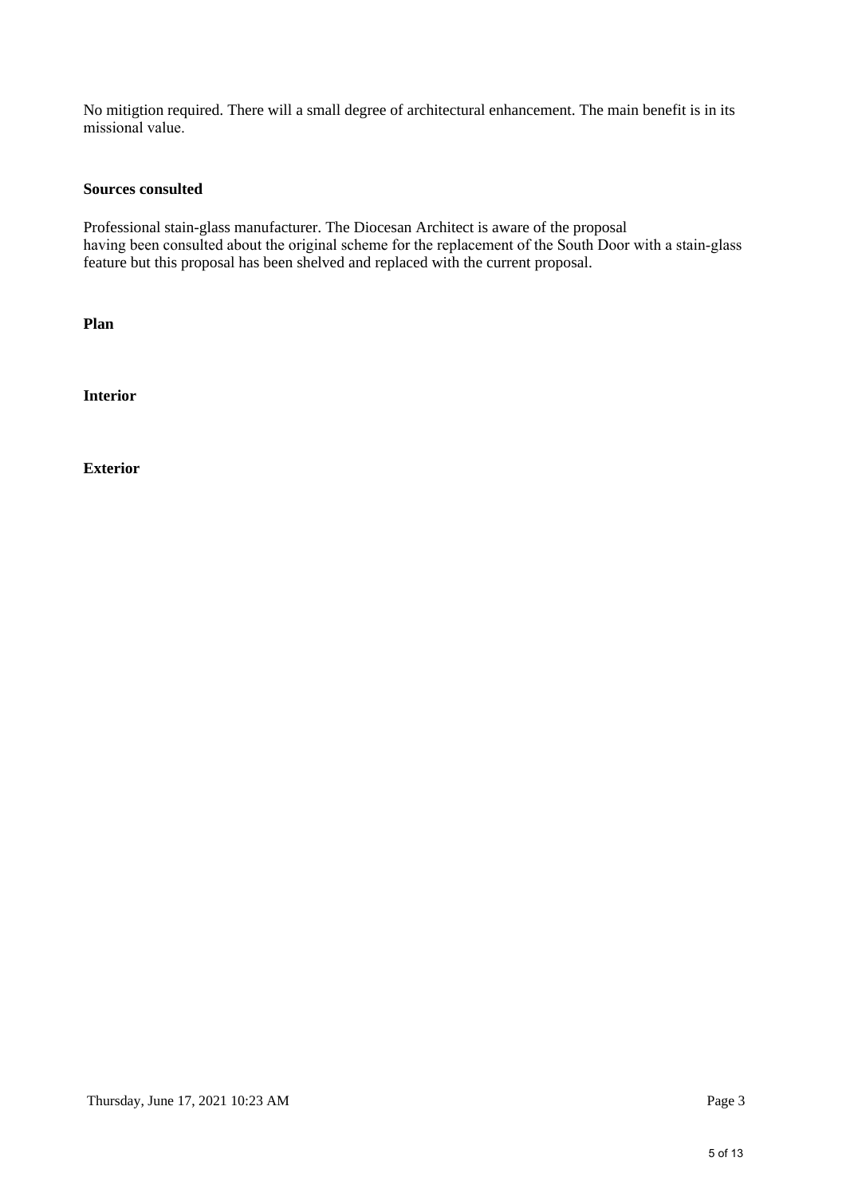No mitigtion required. There will a small degree of architectural enhancement. The main benefit is in its missional value.

**Sources consulted**

Professional stain-glass manufacturer. The Diocesan Architect is aware of the proposal having been consulted about the original scheme for the replacement of the South Door with a stain-glass feature but this proposal has been shelved and replaced with the current proposal.

**Plan**

**Interior**

**Exterior**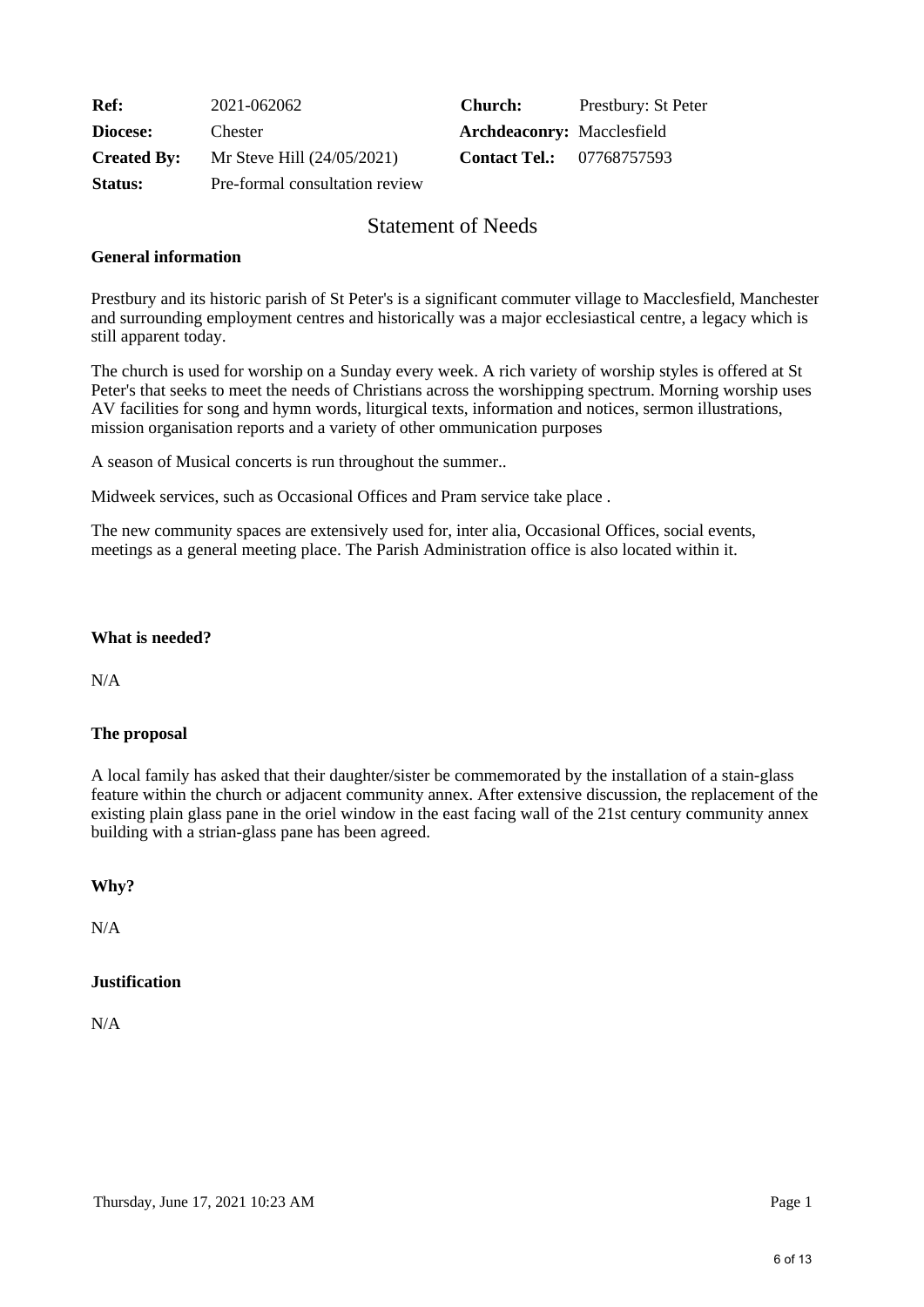| Ref: | 2021-062062 | Church: | Prestbury: St Peter |
| --- | --- | --- | --- |
| Diocese: | Chester | Archdeaconry: | Macclesfield |
| Created By: | Mr Steve Hill (24/05/2021) | Contact Tel.: | 07768757593 |
| Status: | Pre-formal consultation review | | |

# Statement of Needs

**General information**

Prestbury and its historic parish of St Peter's is a significant commuter village to Macclesfield, Manchester and surrounding employment centres and historically was a major ecclesiastical centre, a legacy which is still apparent today.

The church is used for worship on a Sunday every week. A rich variety of worship styles is offered at St Peter's that seeks to meet the needs of Christians across the worshipping spectrum. Morning worship uses AV facilities for song and hymn words, liturgical texts, information and notices, sermon illustrations, mission organisation reports and a variety of other ommunication purposes

A season of Musical concerts is run throughout the summer..

Midweek services, such as Occasional Offices and Pram service take place .

The new community spaces are extensively used for, inter alia, Occasional Offices, social events, meetings as a general meeting place. The Parish Administration office is also located within it.

**What is needed?**

N/A

**The proposal**

A local family has asked that their daughter/sister be commemorated by the installation of a stain-glass feature within the church or adjacent community annex. After extensive discussion, the replacement of the existing plain glass pane in the oriel window in the east facing wall of the 21st century community annex building with a strian-glass pane has been agreed.

**Why?**

N/A

**Justification**

N/A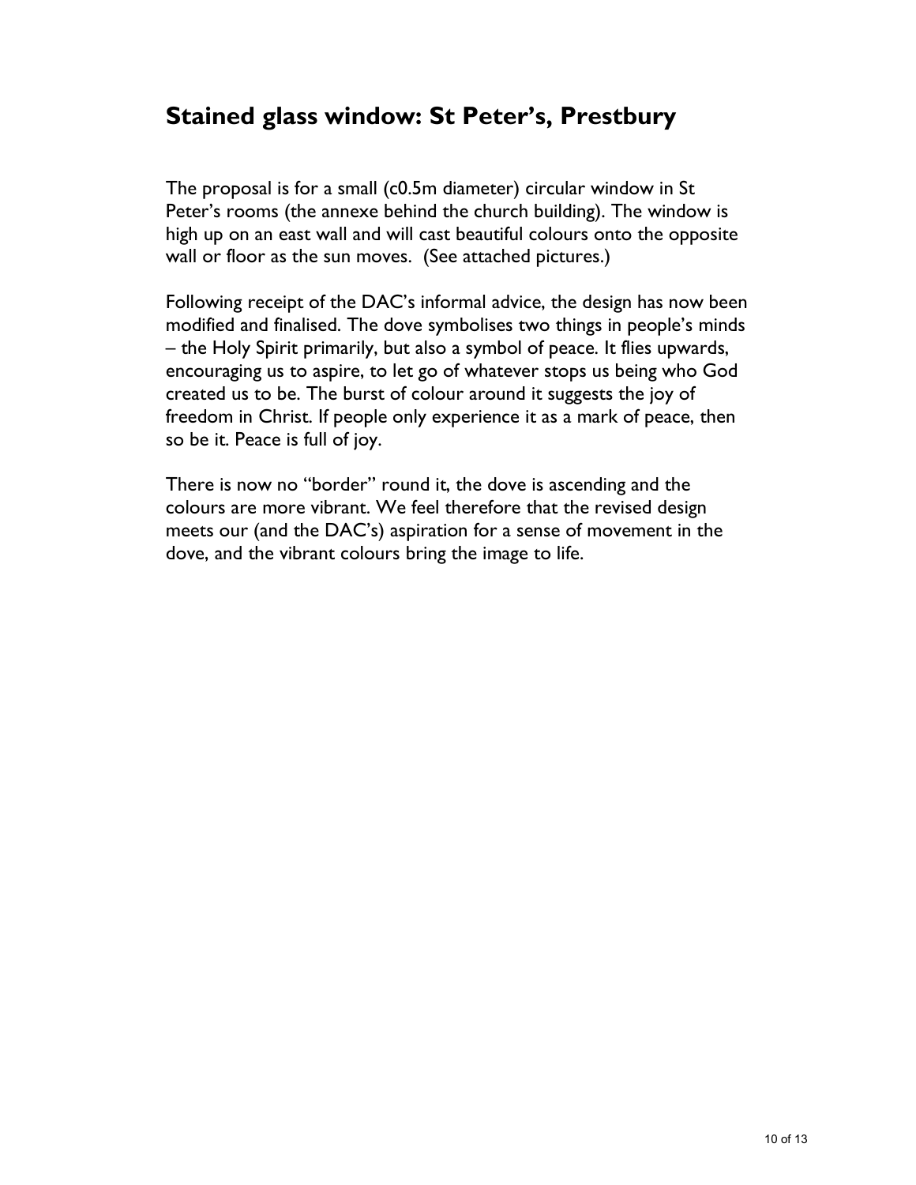## Stained glass window: St Peter's, Prestbury

The proposal is for a small (c0.5m diameter) circular window in St Peter's rooms (the annexe behind the church building). The window is high up on an east wall and will cast beautiful colours onto the opposite wall or floor as the sun moves. (See attached pictures.)

Following receipt of the DAC's informal advice, the design has now been modified and finalised. The dove symbolises two things in people's minds – the Holy Spirit primarily, but also a symbol of peace. It flies upwards, encouraging us to aspire, to let go of whatever stops us being who God created us to be. The burst of colour around it suggests the joy of freedom in Christ. If people only experience it as a mark of peace, then so be it. Peace is full of joy.

There is now no "border" round it, the dove is ascending and the colours are more vibrant. We feel therefore that the revised design meets our (and the DAC's) aspiration for a sense of movement in the dove, and the vibrant colours bring the image to life.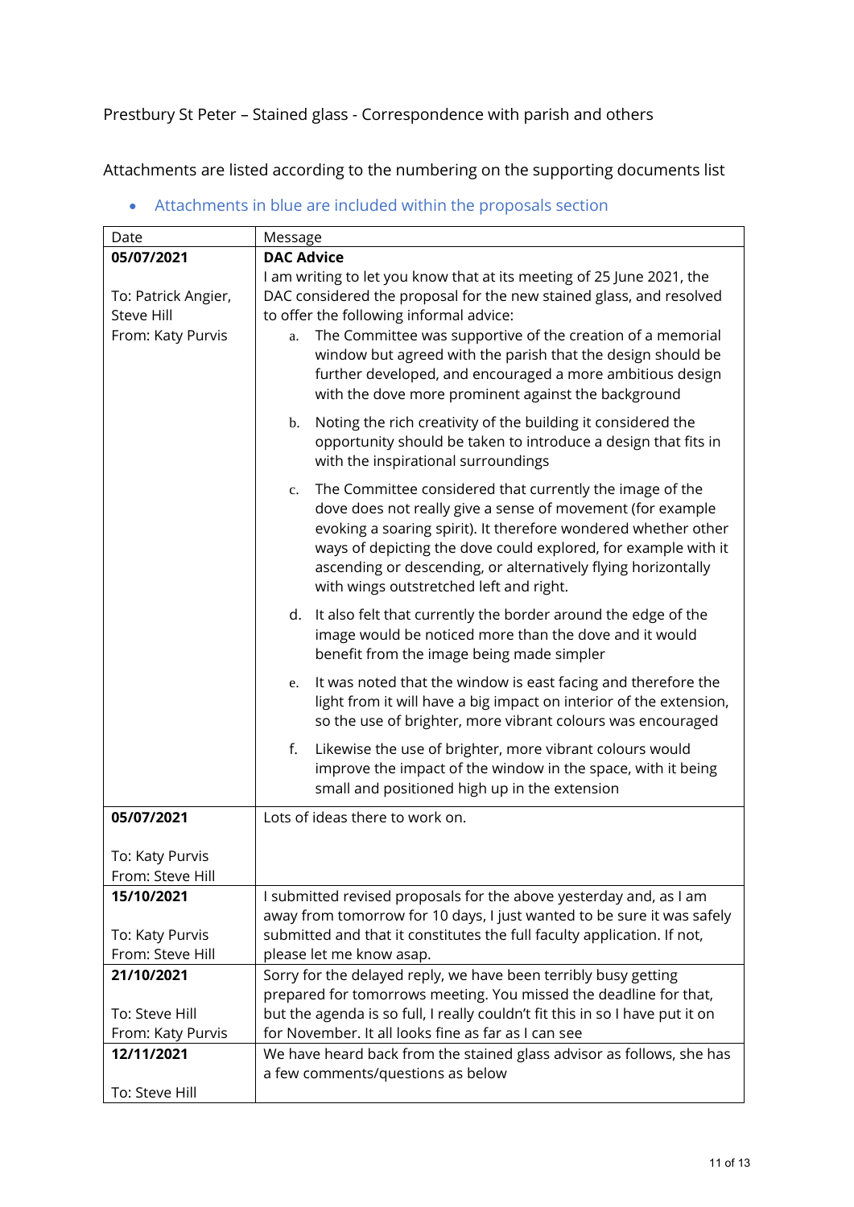Prestbury St Peter – Stained glass - Correspondence with parish and others

Attachments are listed according to the numbering on the supporting documents list

- Attachments in blue are included within the proposals section

| Date | Message |
|---|---|
| **05/07/2021**<br><br>To: Patrick Angier, Steve Hill<br>From: Katy Purvis | **DAC Advice**<br>I am writing to let you know that at its meeting of 25 June 2021, the DAC considered the proposal for the new stained glass, and resolved to offer the following informal advice:<br>a. The Committee was supportive of the creation of a memorial window but agreed with the parish that the design should be further developed, and encouraged a more ambitious design with the dove more prominent against the background<br>b. Noting the rich creativity of the building it considered the opportunity should be taken to introduce a design that fits in with the inspirational surroundings<br>c. The Committee considered that currently the image of the dove does not really give a sense of movement (for example evoking a soaring spirit). It therefore wondered whether other ways of depicting the dove could explored, for example with it ascending or descending, or alternatively flying horizontally with wings outstretched left and right.<br>d. It also felt that currently the border around the edge of the image would be noticed more than the dove and it would benefit from the image being made simpler<br>e. It was noted that the window is east facing and therefore the light from it will have a big impact on interior of the extension, so the use of brighter, more vibrant colours was encouraged<br>f. Likewise the use of brighter, more vibrant colours would improve the impact of the window in the space, with it being small and positioned high up in the extension |
| **05/07/2021**<br><br>To: Katy Purvis<br>From: Steve Hill | Lots of ideas there to work on. |
| **15/10/2021**<br><br>To: Katy Purvis<br>From: Steve Hill | I submitted revised proposals for the above yesterday and, as I am away from tomorrow for 10 days, I just wanted to be sure it was safely submitted and that it constitutes the full faculty application. If not, please let me know asap. |
| **21/10/2021**<br><br>To: Steve Hill<br>From: Katy Purvis | Sorry for the delayed reply, we have been terribly busy getting prepared for tomorrows meeting. You missed the deadline for that, but the agenda is so full, I really couldn't fit this in so I have put it on for November. It all looks fine as far as I can see |
| **12/11/2021**<br><br>To: Steve Hill | We have heard back from the stained glass advisor as follows, she has a few comments/questions as below |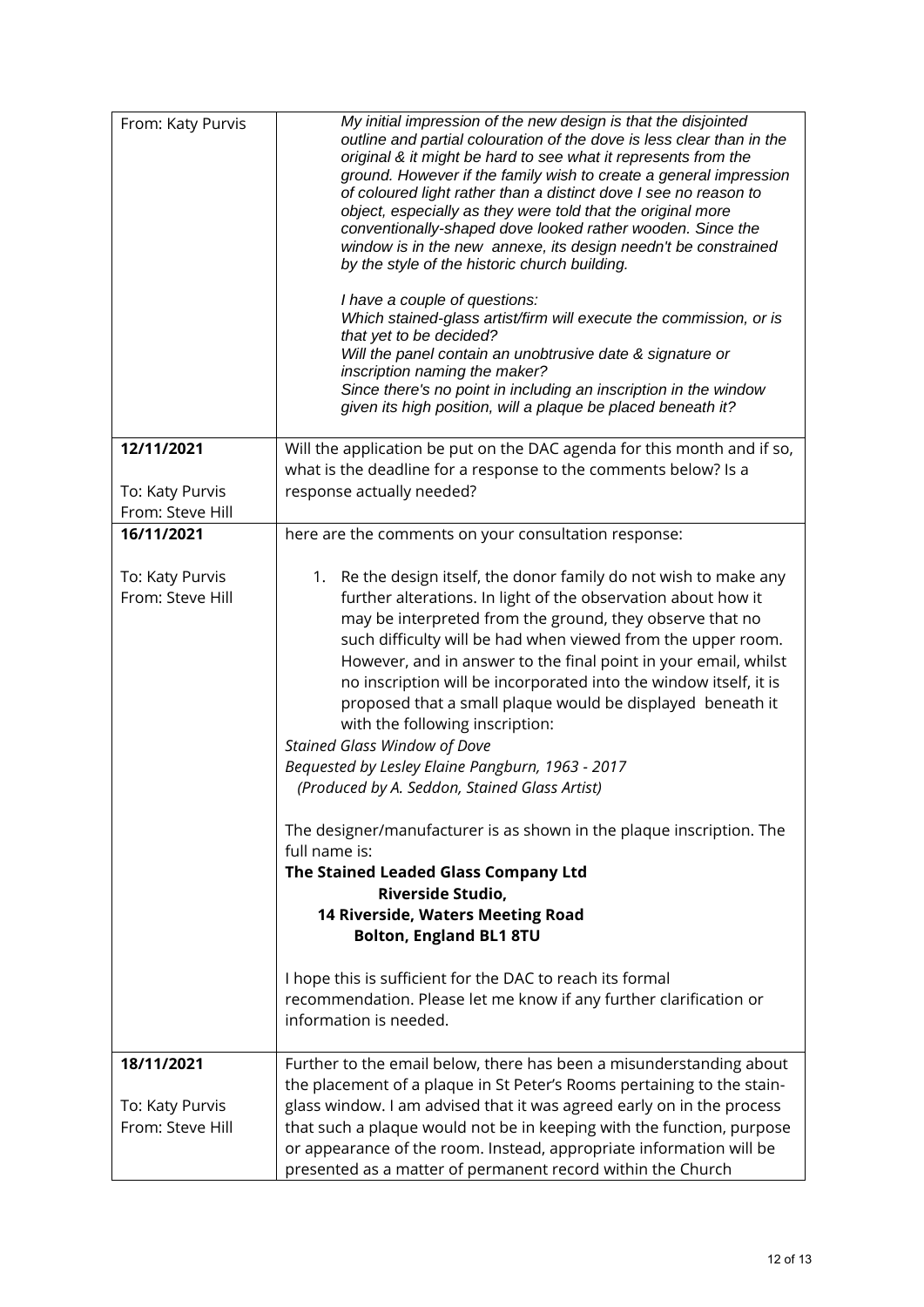| | |
|---|---|
| From: Katy Purvis | *My initial impression of the new design is that the disjointed outline and partial colouration of the dove is less clear than in the original & it might be hard to see what it represents from the ground. However if the family wish to create a general impression of coloured light rather than a distinct dove I see no reason to object, especially as they were told that the original more conventionally-shaped dove looked rather wooden. Since the window is in the new annexe, its design needn't be constrained by the style of the historic church building.*<br><br>*I have a couple of questions:*<br>*Which stained-glass artist/firm will execute the commission, or is that yet to be decided?*<br>*Will the panel contain an unobtrusive date & signature or inscription naming the maker?*<br>*Since there's no point in including an inscription in the window given its high position, will a plaque be placed beneath it?* |
| **12/11/2021**<br><br>To: Katy Purvis<br>From: Steve Hill | Will the application be put on the DAC agenda for this month and if so, what is the deadline for a response to the comments below? Is a response actually needed? |
| **16/11/2021**<br><br>To: Katy Purvis<br>From: Steve Hill | here are the comments on your consultation response:<br><br>1. Re the design itself, the donor family do not wish to make any further alterations. In light of the observation about how it may be interpreted from the ground, they observe that no such difficulty will be had when viewed from the upper room. However, and in answer to the final point in your email, whilst no inscription will be incorporated into the window itself, it is proposed that a small plaque would be displayed beneath it with the following inscription:<br>*Stained Glass Window of Dove*<br>*Bequested by Lesley Elaine Pangburn, 1963 - 2017*<br>*(Produced by A. Seddon, Stained Glass Artist)*<br><br>The designer/manufacturer is as shown in the plaque inscription. The full name is:<br>**The Stained Leaded Glass Company Ltd**<br>**Riverside Studio,**<br>**14 Riverside, Waters Meeting Road**<br>**Bolton, England BL1 8TU**<br><br>I hope this is sufficient for the DAC to reach its formal recommendation. Please let me know if any further clarification or information is needed. |
| **18/11/2021**<br><br>To: Katy Purvis<br>From: Steve Hill | Further to the email below, there has been a misunderstanding about the placement of a plaque in St Peter's Rooms pertaining to the stain-glass window. I am advised that it was agreed early on in the process that such a plaque would not be in keeping with the function, purpose or appearance of the room. Instead, appropriate information will be presented as a matter of permanent record within the Church |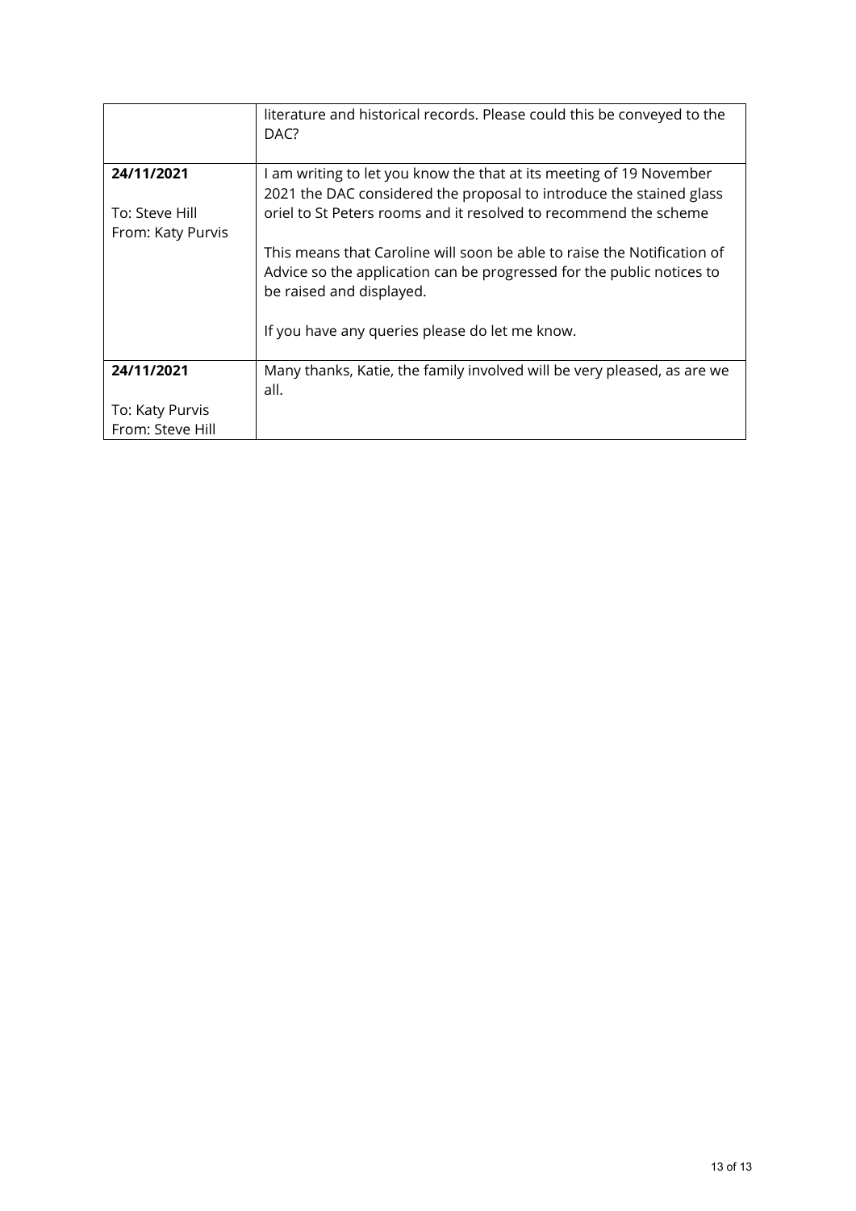| | |
|---|---|
| | literature and historical records. Please could this be conveyed to the DAC? |
| **24/11/2021**<br><br>To: Steve Hill<br>From: Katy Purvis | I am writing to let you know the that at its meeting of 19 November 2021 the DAC considered the proposal to introduce the stained glass oriel to St Peters rooms and it resolved to recommend the scheme<br><br>This means that Caroline will soon be able to raise the Notification of Advice so the application can be progressed for the public notices to be raised and displayed.<br><br>If you have any queries please do let me know. |
| **24/11/2021**<br><br>To: Katy Purvis<br>From: Steve Hill | Many thanks, Katie, the family involved will be very pleased, as are we all. |